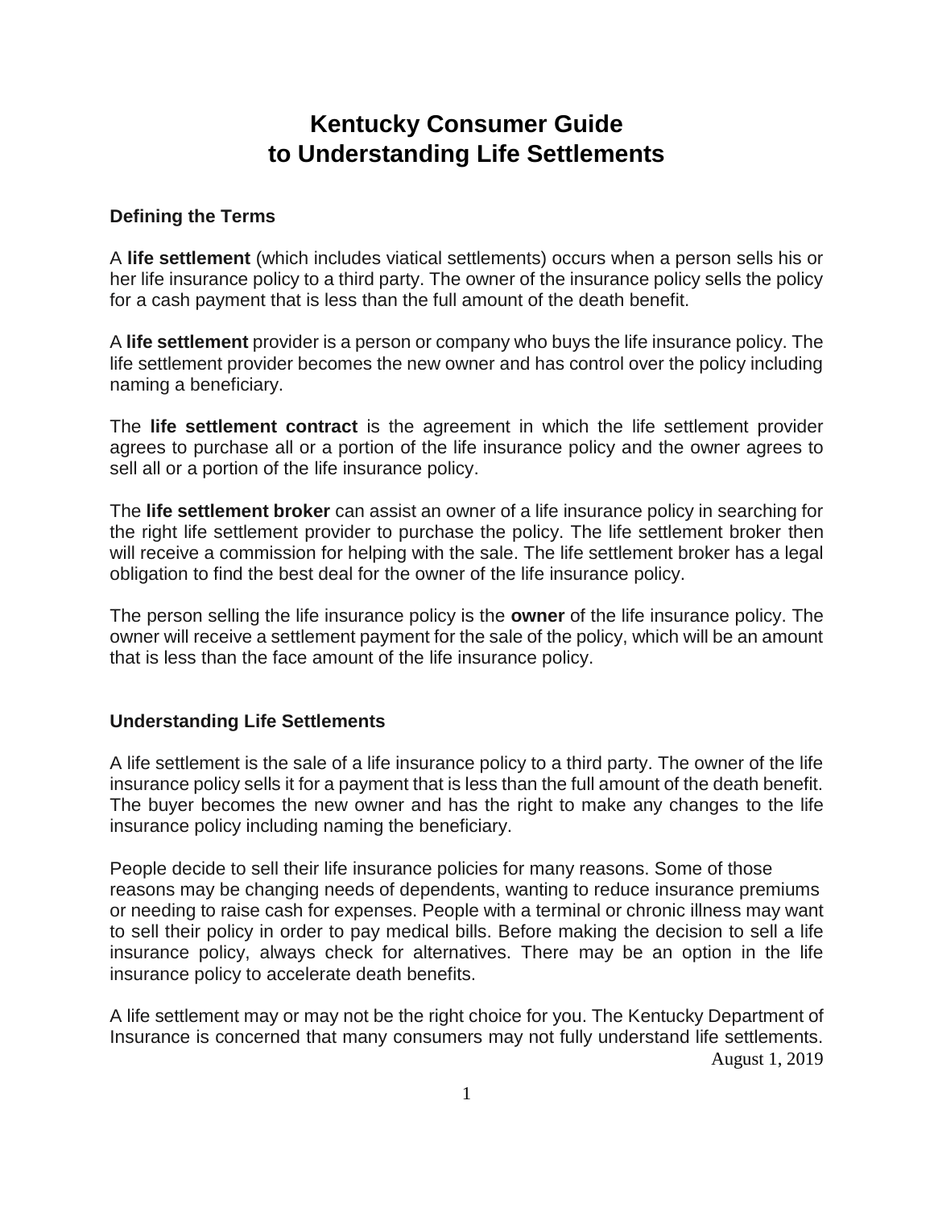# Kentucky Consumer Guide to Understanding Life Settlements

## Defining the Terms

A **life settlement** (which includes viatical settlements) occurs when a person sells his or her life insurance policy to a third party. The owner of the insurance policy sells the policy for a cash payment that is less than the full amount of the death benefit.

A **life settlement** provider is a person or company who buys the life insurance policy. The life settlement provider becomes the new owner and has control over the policy including naming a beneficiary.

The **life settlement contract** is the agreement in which the life settlement provider agrees to purchase all or a portion of the life insurance policy and the owner agrees to sell all or a portion of the life insurance policy.

The **life settlement broker** can assist an owner of a life insurance policy in searching for the right life settlement provider to purchase the policy. The life settlement broker then will receive a commission for helping with the sale. The life settlement broker has a legal obligation to find the best deal for the owner of the life insurance policy.

The person selling the life insurance policy is the **owner** of the life insurance policy. The owner will receive a settlement payment for the sale of the policy, which will be an amount that is less than the face amount of the life insurance policy.

## Understanding Life Settlements

A life settlement is the sale of a life insurance policy to a third party. The owner of the life insurance policy sells it for a payment that is less than the full amount of the death benefit. The buyer becomes the new owner and has the right to make any changes to the life insurance policy including naming the beneficiary.

People decide to sell their life insurance policies for many reasons. Some of those reasons may be changing needs of dependents, wanting to reduce insurance premiums or needing to raise cash for expenses. People with a terminal or chronic illness may want to sell their policy in order to pay medical bills. Before making the decision to sell a life insurance policy, always check for alternatives. There may be an option in the life insurance policy to accelerate death benefits.

A life settlement may or may not be the right choice for you. The Kentucky Department of Insurance is concerned that many consumers may not fully understand life settlements.

August 1, 2019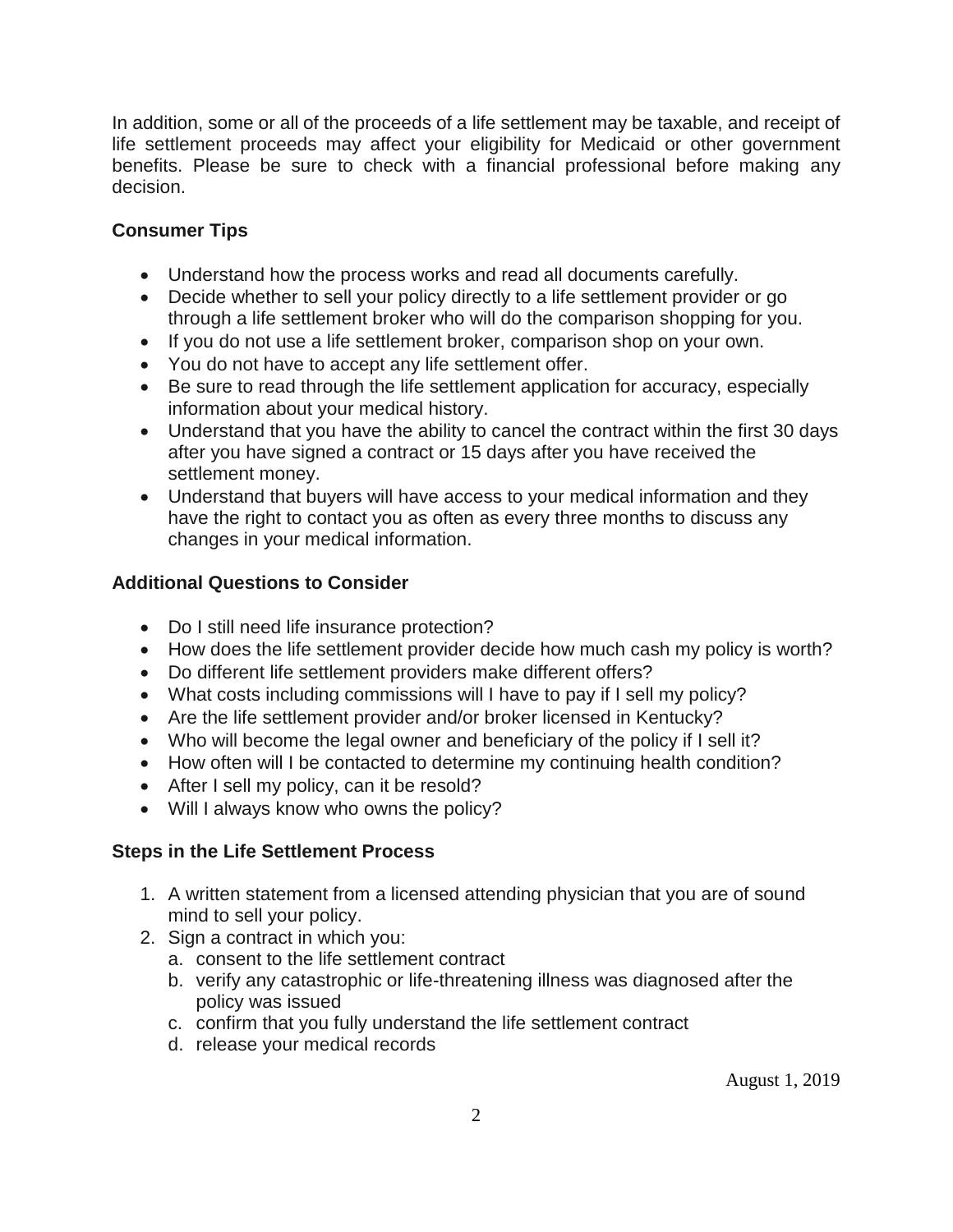In addition, some or all of the proceeds of a life settlement may be taxable, and receipt of life settlement proceeds may affect your eligibility for Medicaid or other government benefits. Please be sure to check with a financial professional before making any decision.

**Consumer Tips**

- Understand how the process works and read all documents carefully.
- Decide whether to sell your policy directly to a life settlement provider or go through a life settlement broker who will do the comparison shopping for you.
- If you do not use a life settlement broker, comparison shop on your own.
- You do not have to accept any life settlement offer.
- Be sure to read through the life settlement application for accuracy, especially information about your medical history.
- Understand that you have the ability to cancel the contract within the first 30 days after you have signed a contract or 15 days after you have received the settlement money.
- Understand that buyers will have access to your medical information and they have the right to contact you as often as every three months to discuss any changes in your medical information.

**Additional Questions to Consider**

- Do I still need life insurance protection?
- How does the life settlement provider decide how much cash my policy is worth?
- Do different life settlement providers make different offers?
- What costs including commissions will I have to pay if I sell my policy?
- Are the life settlement provider and/or broker licensed in Kentucky?
- Who will become the legal owner and beneficiary of the policy if I sell it?
- How often will I be contacted to determine my continuing health condition?
- After I sell my policy, can it be resold?
- Will I always know who owns the policy?

**Steps in the Life Settlement Process**

1. A written statement from a licensed attending physician that you are of sound mind to sell your policy.
2. Sign a contract in which you:
   a. consent to the life settlement contract
   b. verify any catastrophic or life-threatening illness was diagnosed after the policy was issued
   c. confirm that you fully understand the life settlement contract
   d. release your medical records

August 1, 2019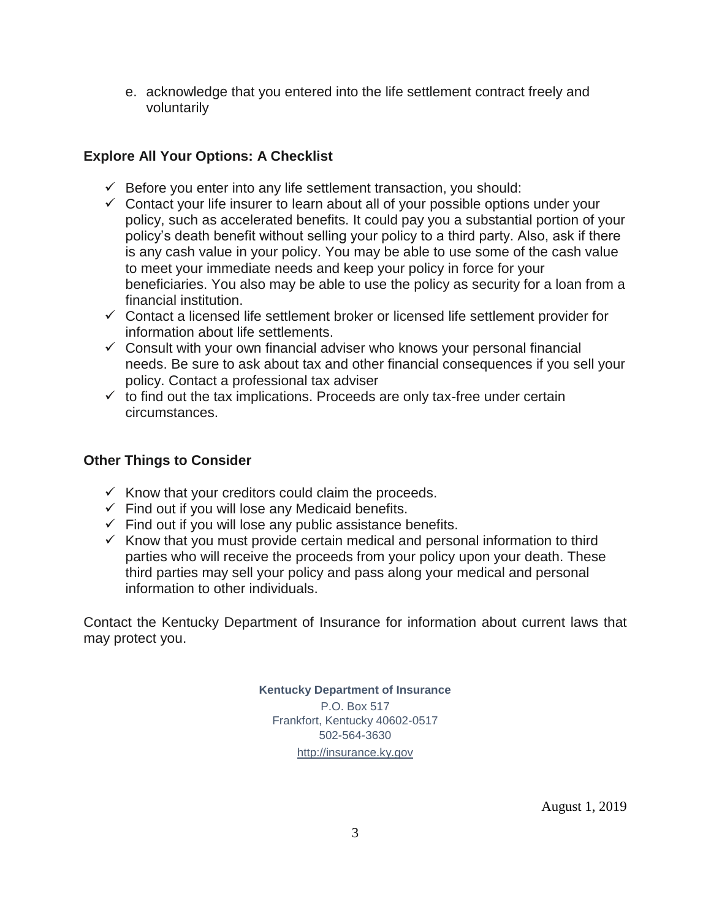e. acknowledge that you entered into the life settlement contract freely and voluntarily

## Explore All Your Options: A Checklist

- ✓ Before you enter into any life settlement transaction, you should:
- ✓ Contact your life insurer to learn about all of your possible options under your policy, such as accelerated benefits. It could pay you a substantial portion of your policy's death benefit without selling your policy to a third party. Also, ask if there is any cash value in your policy. You may be able to use some of the cash value to meet your immediate needs and keep your policy in force for your beneficiaries. You also may be able to use the policy as security for a loan from a financial institution.
- ✓ Contact a licensed life settlement broker or licensed life settlement provider for information about life settlements.
- ✓ Consult with your own financial adviser who knows your personal financial needs. Be sure to ask about tax and other financial consequences if you sell your policy. Contact a professional tax adviser
- ✓ to find out the tax implications. Proceeds are only tax-free under certain circumstances.

## Other Things to Consider

- ✓ Know that your creditors could claim the proceeds.
- ✓ Find out if you will lose any Medicaid benefits.
- ✓ Find out if you will lose any public assistance benefits.
- ✓ Know that you must provide certain medical and personal information to third parties who will receive the proceeds from your policy upon your death. These third parties may sell your policy and pass along your medical and personal information to other individuals.

Contact the Kentucky Department of Insurance for information about current laws that may protect you.

**Kentucky Department of Insurance**
P.O. Box 517
Frankfort, Kentucky 40602-0517
502-564-3630
http://insurance.ky.gov

August 1, 2019